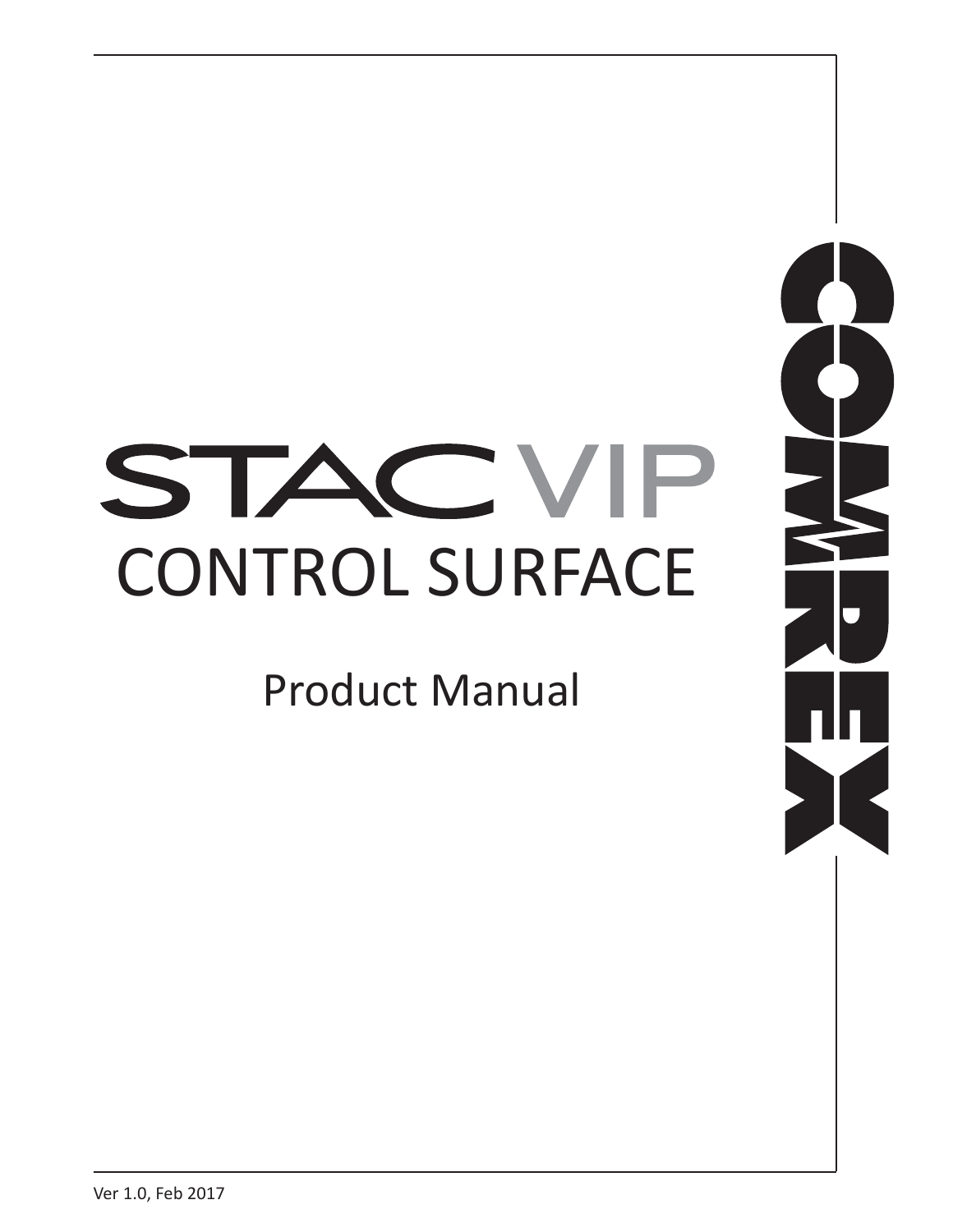# STAC VIP
## CONTROL SURFACE

Product Manual

COMREX

Ver 1.0, Feb 2017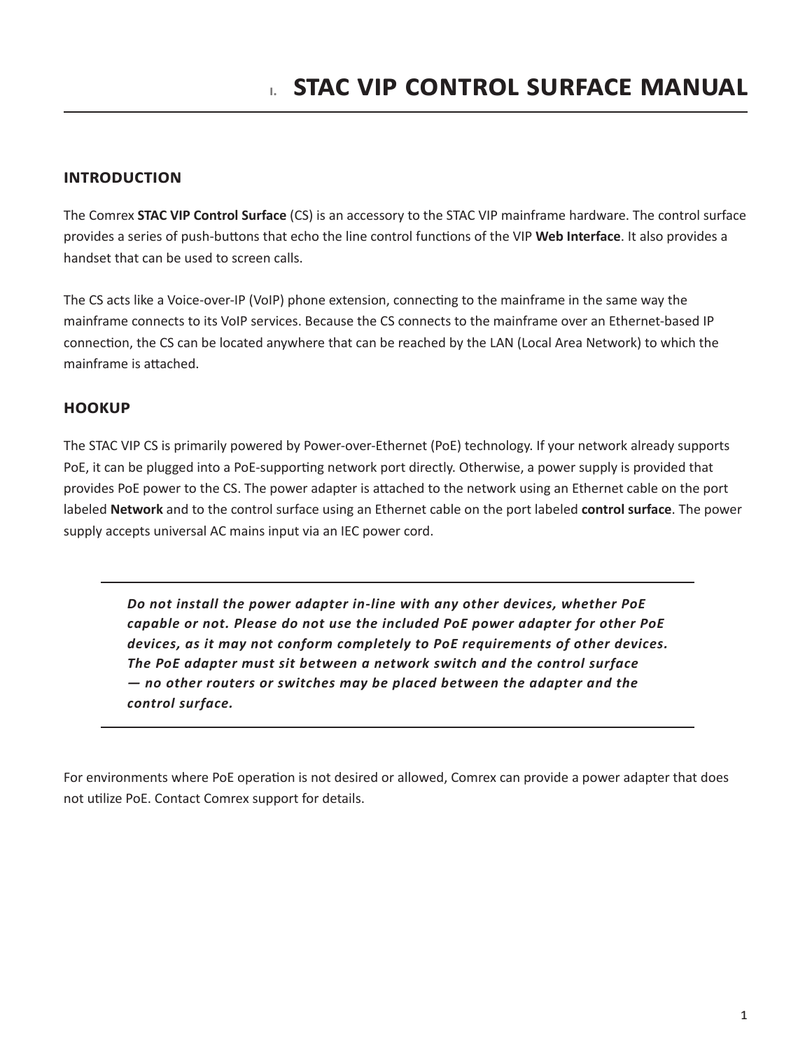# I. STAC VIP CONTROL SURFACE MANUAL

## INTRODUCTION

The Comrex **STAC VIP Control Surface** (CS) is an accessory to the STAC VIP mainframe hardware. The control surface provides a series of push-buttons that echo the line control functions of the VIP **Web Interface**. It also provides a handset that can be used to screen calls.

The CS acts like a Voice-over-IP (VoIP) phone extension, connecting to the mainframe in the same way the mainframe connects to its VoIP services. Because the CS connects to the mainframe over an Ethernet-based IP connection, the CS can be located anywhere that can be reached by the LAN (Local Area Network) to which the mainframe is attached.

## HOOKUP

The STAC VIP CS is primarily powered by Power-over-Ethernet (PoE) technology. If your network already supports PoE, it can be plugged into a PoE-supporting network port directly. Otherwise, a power supply is provided that provides PoE power to the CS. The power adapter is attached to the network using an Ethernet cable on the port labeled **Network** and to the control surface using an Ethernet cable on the port labeled **control surface**. The power supply accepts universal AC mains input via an IEC power cord.

***Do not install the power adapter in-line with any other devices, whether PoE capable or not. Please do not use the included PoE power adapter for other PoE devices, as it may not conform completely to PoE requirements of other devices. The PoE adapter must sit between a network switch and the control surface — no other routers or switches may be placed between the adapter and the control surface.***

For environments where PoE operation is not desired or allowed, Comrex can provide a power adapter that does not utilize PoE. Contact Comrex support for details.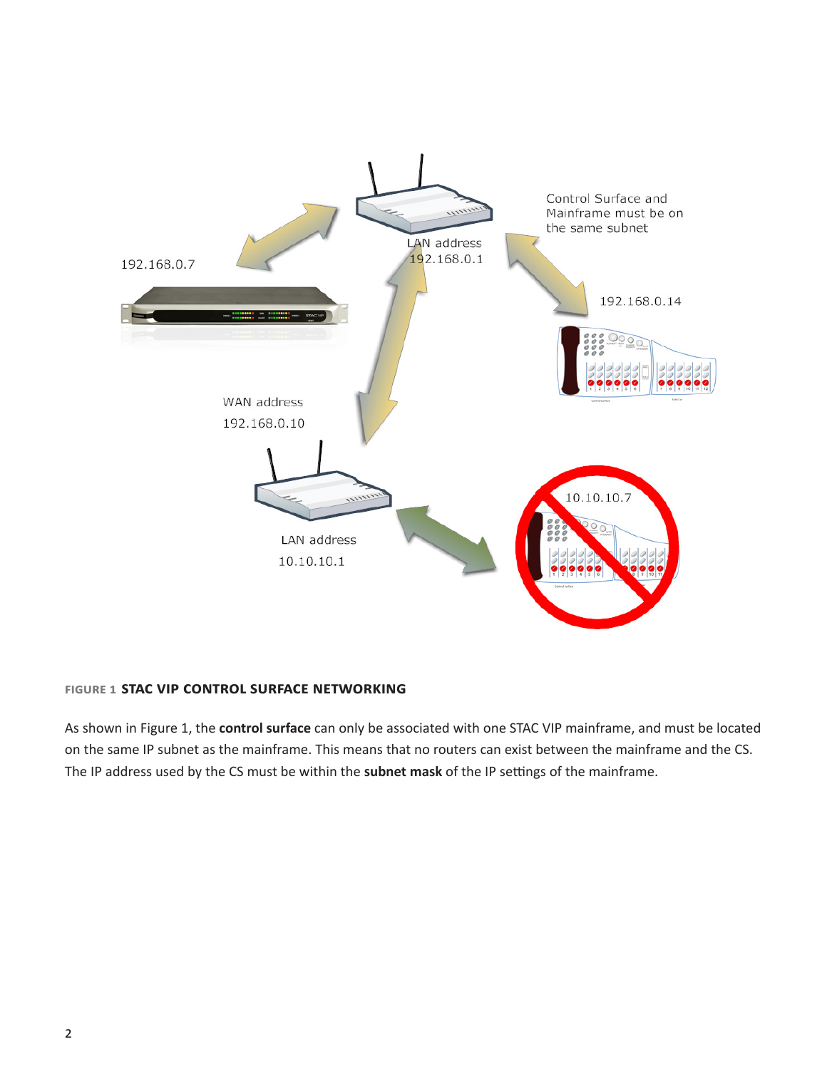Control Surface and Mainframe must be on the same subnet

192.168.0.7

LAN address 192.168.0.1

192.168.0.14

WAN address 192.168.0.10

LAN address 10.10.10.1

10.10.10.7

**FIGURE 1 STAC VIP CONTROL SURFACE NETWORKING**

As shown in Figure 1, the **control surface** can only be associated with one STAC VIP mainframe, and must be located on the same IP subnet as the mainframe. This means that no routers can exist between the mainframe and the CS. The IP address used by the CS must be within the **subnet mask** of the IP settings of the mainframe.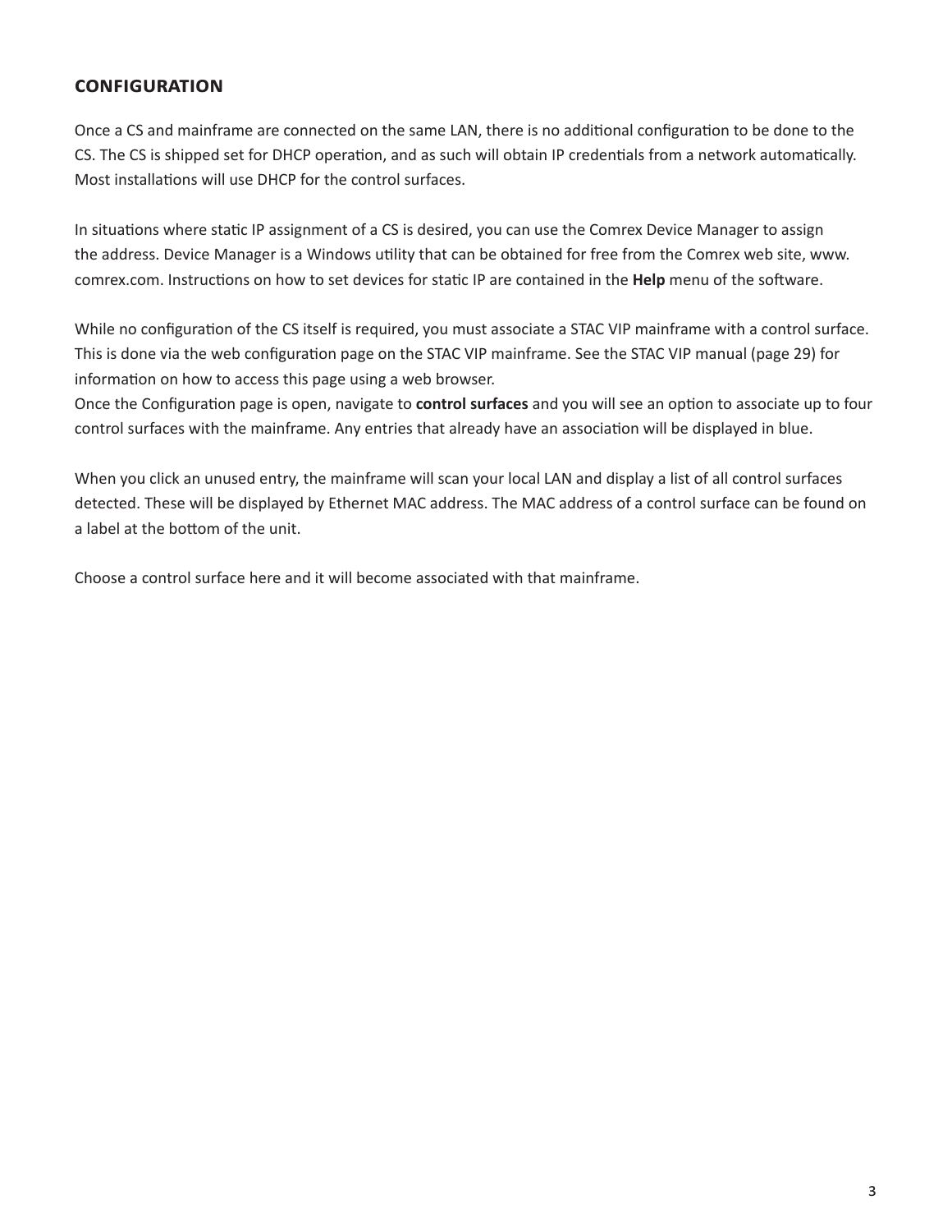## CONFIGURATION

Once a CS and mainframe are connected on the same LAN, there is no additional configuration to be done to the CS. The CS is shipped set for DHCP operation, and as such will obtain IP credentials from a network automatically. Most installations will use DHCP for the control surfaces.

In situations where static IP assignment of a CS is desired, you can use the Comrex Device Manager to assign the address. Device Manager is a Windows utility that can be obtained for free from the Comrex web site, www.comrex.com. Instructions on how to set devices for static IP are contained in the **Help** menu of the software.

While no configuration of the CS itself is required, you must associate a STAC VIP mainframe with a control surface. This is done via the web configuration page on the STAC VIP mainframe. See the STAC VIP manual (page 29) for information on how to access this page using a web browser.
Once the Configuration page is open, navigate to **control surfaces** and you will see an option to associate up to four control surfaces with the mainframe. Any entries that already have an association will be displayed in blue.

When you click an unused entry, the mainframe will scan your local LAN and display a list of all control surfaces detected. These will be displayed by Ethernet MAC address. The MAC address of a control surface can be found on a label at the bottom of the unit.

Choose a control surface here and it will become associated with that mainframe.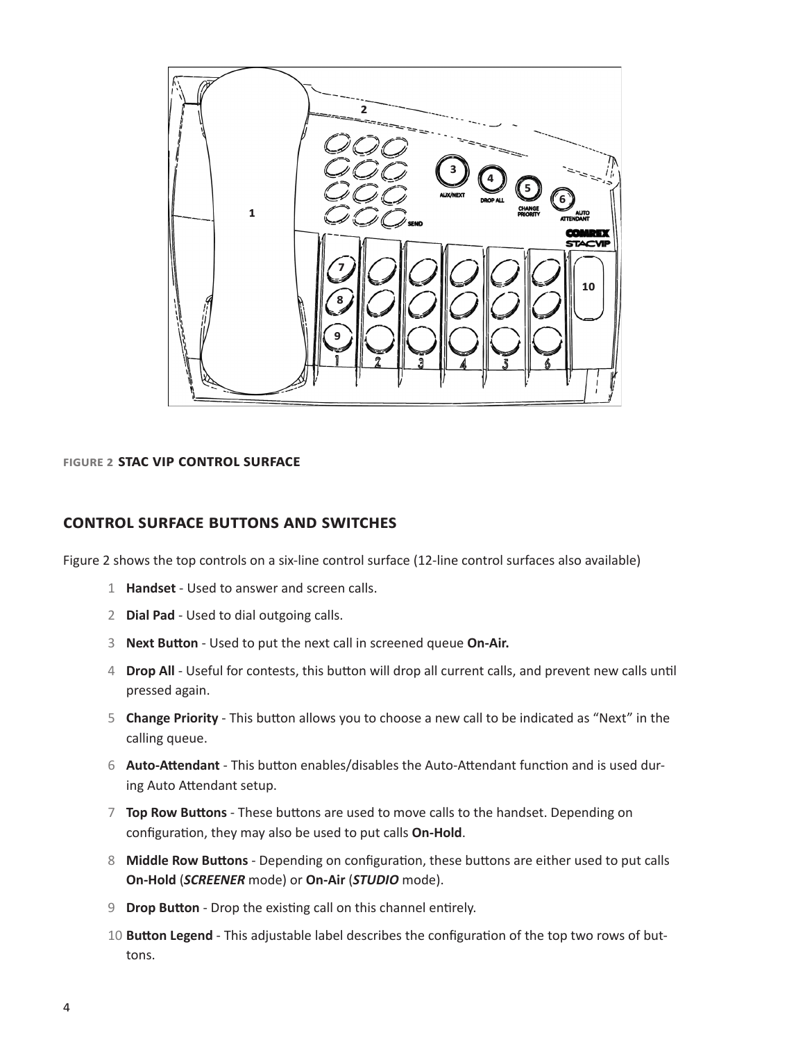FIGURE 2 **STAC VIP CONTROL SURFACE**

## CONTROL SURFACE BUTTONS AND SWITCHES

Figure 2 shows the top controls on a six-line control surface (12-line control surfaces also available)

1. **Handset** - Used to answer and screen calls.
2. **Dial Pad** - Used to dial outgoing calls.
3. **Next Button** - Used to put the next call in screened queue **On-Air.**
4. **Drop All** - Useful for contests, this button will drop all current calls, and prevent new calls until pressed again.
5. **Change Priority** - This button allows you to choose a new call to be indicated as "Next" in the calling queue.
6. **Auto-Attendant** - This button enables/disables the Auto-Attendant function and is used during Auto Attendant setup.
7. **Top Row Buttons** - These buttons are used to move calls to the handset. Depending on configuration, they may also be used to put calls **On-Hold**.
8. **Middle Row Buttons** - Depending on configuration, these buttons are either used to put calls **On-Hold** (***SCREENER*** mode) or **On-Air** (***STUDIO*** mode).
9. **Drop Button** - Drop the existing call on this channel entirely.
10. **Button Legend** - This adjustable label describes the configuration of the top two rows of buttons.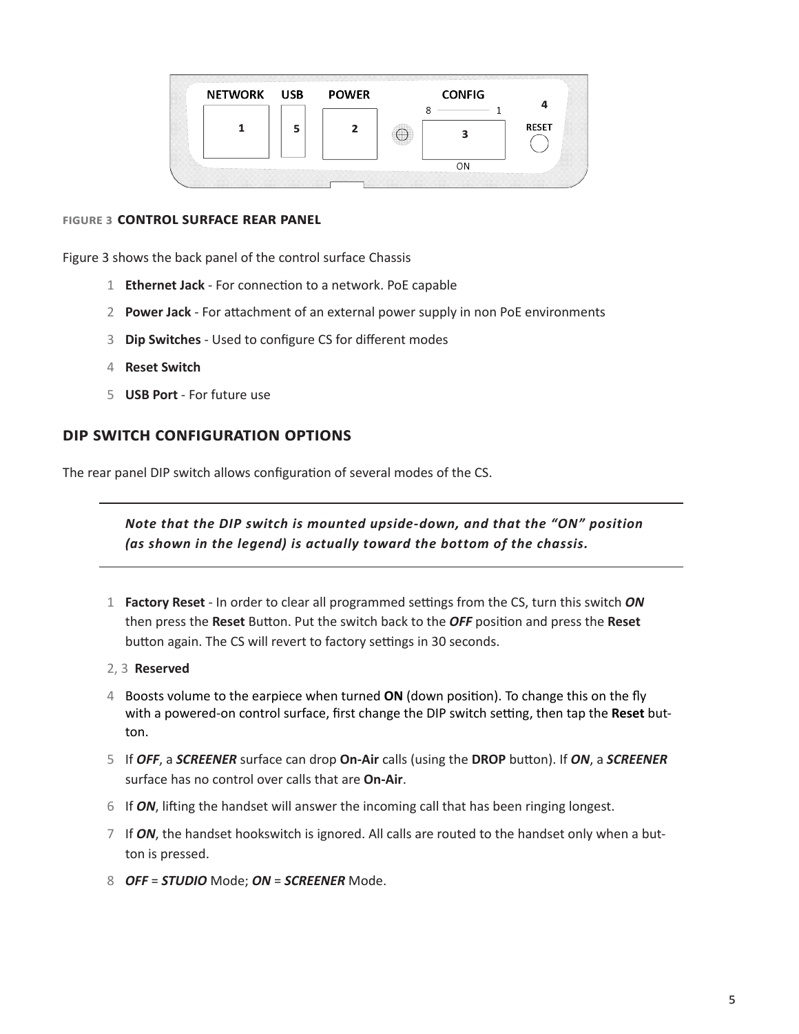**FIGURE 3 CONTROL SURFACE REAR PANEL**

Figure 3 shows the back panel of the control surface Chassis

1. **Ethernet Jack** - For connection to a network. PoE capable
2. **Power Jack** - For attachment of an external power supply in non PoE environments
3. **Dip Switches** - Used to configure CS for different modes
4. **Reset Switch**
5. **USB Port** - For future use

## DIP SWITCH CONFIGURATION OPTIONS

The rear panel DIP switch allows configuration of several modes of the CS.

> ***Note that the DIP switch is mounted upside-down, and that the "ON" position (as shown in the legend) is actually toward the bottom of the chassis.***

1 **Factory Reset** - In order to clear all programmed settings from the CS, turn this switch ***ON*** then press the **Reset** Button. Put the switch back to the ***OFF*** position and press the **Reset** button again. The CS will revert to factory settings in 30 seconds.

2, 3 **Reserved**

4 Boosts volume to the earpiece when turned **ON** (down position). To change this on the fly with a powered-on control surface, first change the DIP switch setting, then tap the **Reset** button.

5 If ***OFF***, a ***SCREENER*** surface can drop **On-Air** calls (using the **DROP** button). If ***ON***, a ***SCREENER*** surface has no control over calls that are **On-Air**.

6 If ***ON***, lifting the handset will answer the incoming call that has been ringing longest.

7 If ***ON***, the handset hookswitch is ignored. All calls are routed to the handset only when a button is pressed.

8 ***OFF*** = ***STUDIO*** Mode; ***ON*** = ***SCREENER*** Mode.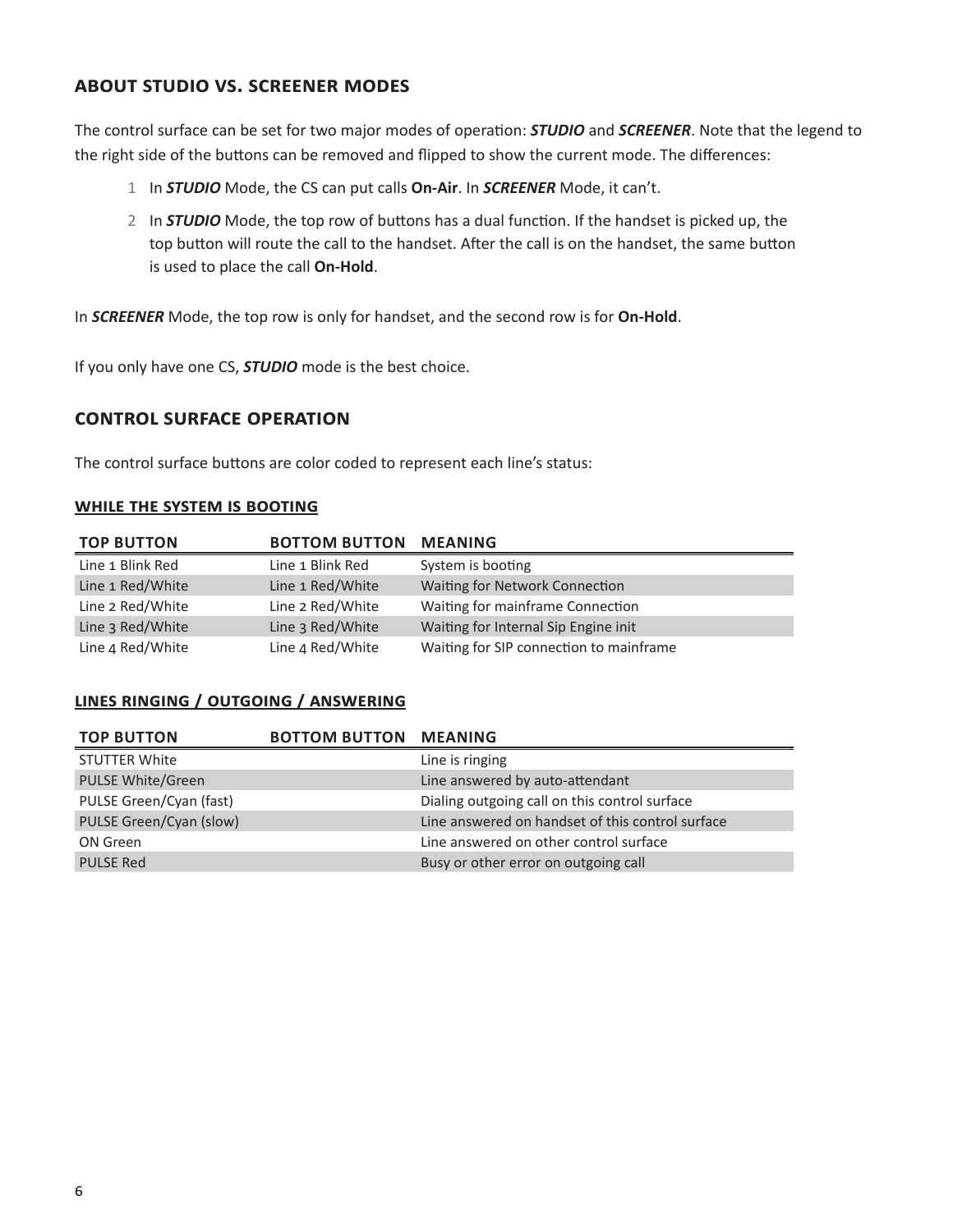## ABOUT STUDIO VS. SCREENER MODES

The control surface can be set for two major modes of operation: ***STUDIO*** and ***SCREENER***. Note that the legend to the right side of the buttons can be removed and flipped to show the current mode. The differences:

1. In ***STUDIO*** Mode, the CS can put calls **On-Air**. In ***SCREENER*** Mode, it can't.
2. In ***STUDIO*** Mode, the top row of buttons has a dual function. If the handset is picked up, the top button will route the call to the handset. After the call is on the handset, the same button is used to place the call **On-Hold**.

In ***SCREENER*** Mode, the top row is only for handset, and the second row is for **On-Hold**.

If you only have one CS, ***STUDIO*** mode is the best choice.

## CONTROL SURFACE OPERATION

The control surface buttons are color coded to represent each line's status:

### WHILE THE SYSTEM IS BOOTING

| TOP BUTTON | BOTTOM BUTTON | MEANING |
|---|---|---|
| Line 1 Blink Red | Line 1 Blink Red | System is booting |
| Line 1 Red/White | Line 1 Red/White | Waiting for Network Connection |
| Line 2 Red/White | Line 2 Red/White | Waiting for mainframe Connection |
| Line 3 Red/White | Line 3 Red/White | Waiting for Internal Sip Engine init |
| Line 4 Red/White | Line 4 Red/White | Waiting for SIP connection to mainframe |

### LINES RINGING / OUTGOING / ANSWERING

| TOP BUTTON | BOTTOM BUTTON | MEANING |
|---|---|---|
| STUTTER White | | Line is ringing |
| PULSE White/Green | | Line answered by auto-attendant |
| PULSE Green/Cyan (fast) | | Dialing outgoing call on this control surface |
| PULSE Green/Cyan (slow) | | Line answered on handset of this control surface |
| ON Green | | Line answered on other control surface |
| PULSE Red | | Busy or other error on outgoing call |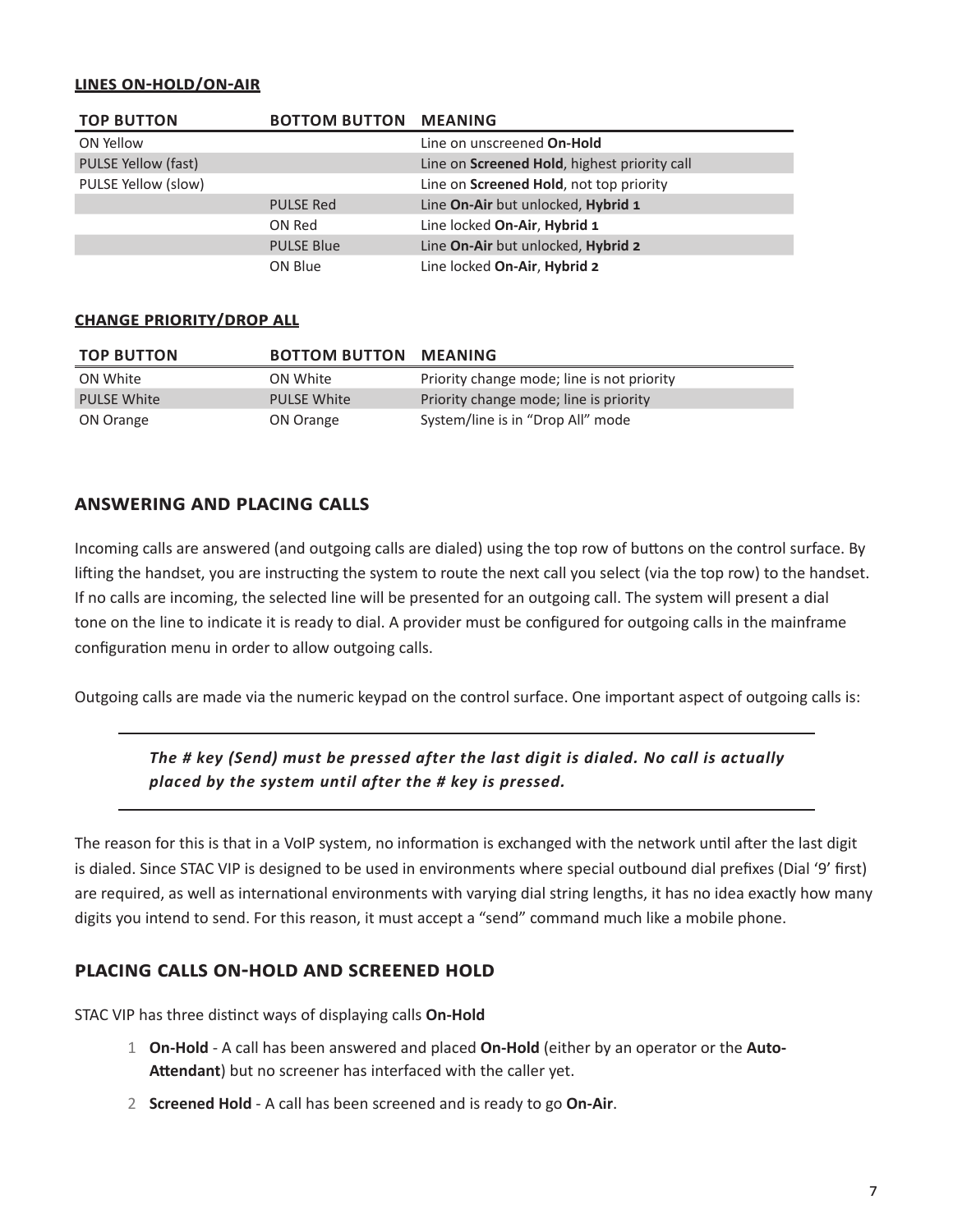### LINES ON-HOLD/ON-AIR

| TOP BUTTON | BOTTOM BUTTON | MEANING |
|---|---|---|
| ON Yellow | | Line on unscreened **On-Hold** |
| PULSE Yellow (fast) | | Line on **Screened Hold**, highest priority call |
| PULSE Yellow (slow) | | Line on **Screened Hold**, not top priority |
| | PULSE Red | Line **On-Air** but unlocked, **Hybrid 1** |
| | ON Red | Line locked **On-Air**, **Hybrid 1** |
| | PULSE Blue | Line **On-Air** but unlocked, **Hybrid 2** |
| | ON Blue | Line locked **On-Air**, **Hybrid 2** |

### CHANGE PRIORITY/DROP ALL

| TOP BUTTON | BOTTOM BUTTON | MEANING |
|---|---|---|
| ON White | ON White | Priority change mode; line is not priority |
| PULSE White | PULSE White | Priority change mode; line is priority |
| ON Orange | ON Orange | System/line is in "Drop All" mode |

## ANSWERING AND PLACING CALLS

Incoming calls are answered (and outgoing calls are dialed) using the top row of buttons on the control surface. By lifting the handset, you are instructing the system to route the next call you select (via the top row) to the handset. If no calls are incoming, the selected line will be presented for an outgoing call. The system will present a dial tone on the line to indicate it is ready to dial. A provider must be configured for outgoing calls in the mainframe configuration menu in order to allow outgoing calls.

Outgoing calls are made via the numeric keypad on the control surface. One important aspect of outgoing calls is:

---

***The # key (Send) must be pressed after the last digit is dialed. No call is actually placed by the system until after the # key is pressed.***

---

The reason for this is that in a VoIP system, no information is exchanged with the network until after the last digit is dialed. Since STAC VIP is designed to be used in environments where special outbound dial prefixes (Dial '9' first) are required, as well as international environments with varying dial string lengths, it has no idea exactly how many digits you intend to send. For this reason, it must accept a "send" command much like a mobile phone.

## PLACING CALLS ON-HOLD AND SCREENED HOLD

STAC VIP has three distinct ways of displaying calls **On-Hold**

1. **On-Hold** - A call has been answered and placed **On-Hold** (either by an operator or the **Auto-Attendant**) but no screener has interfaced with the caller yet.
2. **Screened Hold** - A call has been screened and is ready to go **On-Air**.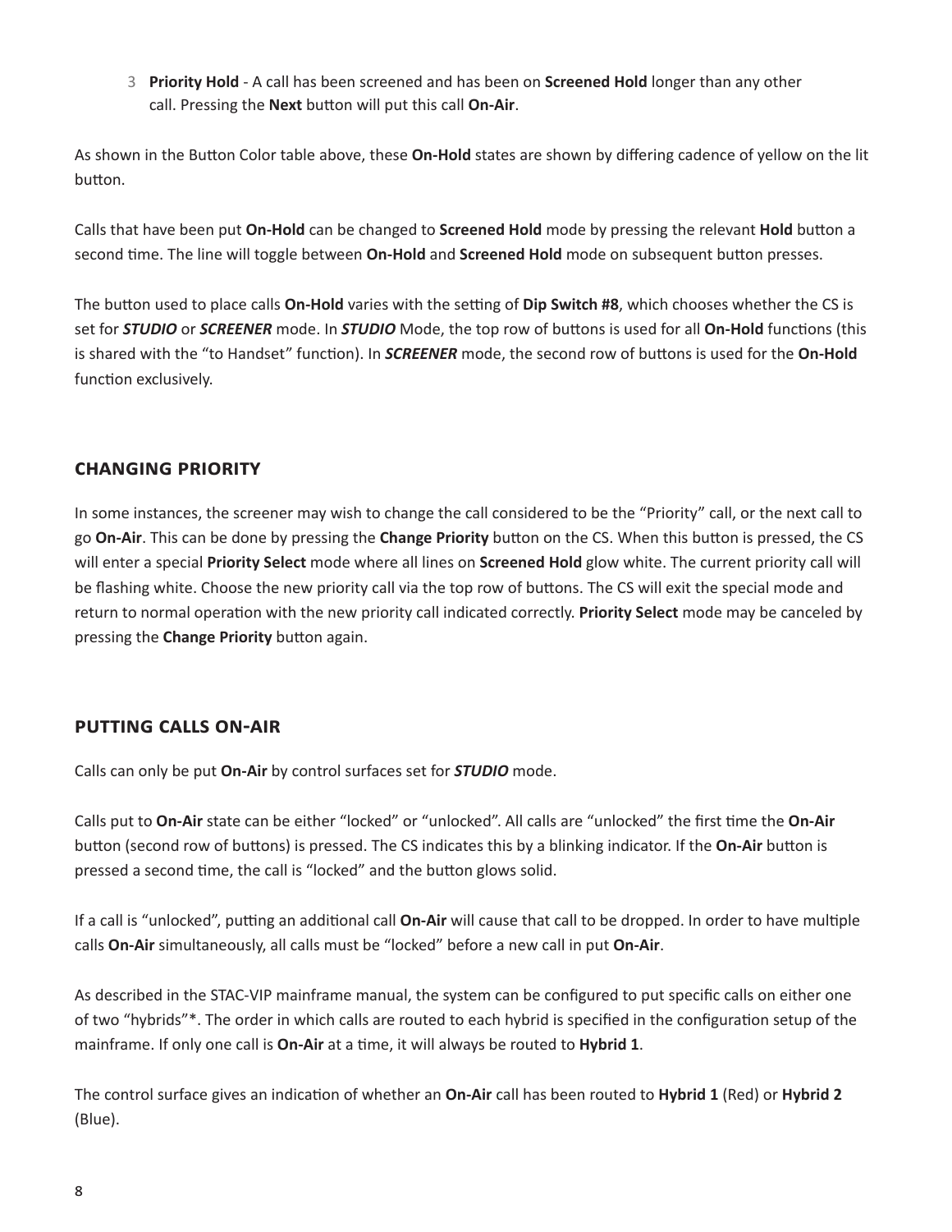3. **Priority Hold** - A call has been screened and has been on **Screened Hold** longer than any other call. Pressing the **Next** button will put this call **On-Air**.

As shown in the Button Color table above, these **On-Hold** states are shown by differing cadence of yellow on the lit button.

Calls that have been put **On-Hold** can be changed to **Screened Hold** mode by pressing the relevant **Hold** button a second time. The line will toggle between **On-Hold** and **Screened Hold** mode on subsequent button presses.

The button used to place calls **On-Hold** varies with the setting of **Dip Switch #8**, which chooses whether the CS is set for ***STUDIO*** or ***SCREENER*** mode. In ***STUDIO*** Mode, the top row of buttons is used for all **On-Hold** functions (this is shared with the "to Handset" function). In ***SCREENER*** mode, the second row of buttons is used for the **On-Hold** function exclusively.

## CHANGING PRIORITY

In some instances, the screener may wish to change the call considered to be the "Priority" call, or the next call to go **On-Air**. This can be done by pressing the **Change Priority** button on the CS. When this button is pressed, the CS will enter a special **Priority Select** mode where all lines on **Screened Hold** glow white. The current priority call will be flashing white. Choose the new priority call via the top row of buttons. The CS will exit the special mode and return to normal operation with the new priority call indicated correctly. **Priority Select** mode may be canceled by pressing the **Change Priority** button again.

## PUTTING CALLS ON-AIR

Calls can only be put **On-Air** by control surfaces set for ***STUDIO*** mode.

Calls put to **On-Air** state can be either "locked" or "unlocked". All calls are "unlocked" the first time the **On-Air** button (second row of buttons) is pressed. The CS indicates this by a blinking indicator. If the **On-Air** button is pressed a second time, the call is "locked" and the button glows solid.

If a call is "unlocked", putting an additional call **On-Air** will cause that call to be dropped. In order to have multiple calls **On-Air** simultaneously, all calls must be "locked" before a new call in put **On-Air**.

As described in the STAC-VIP mainframe manual, the system can be configured to put specific calls on either one of two "hybrids"*. The order in which calls are routed to each hybrid is specified in the configuration setup of the mainframe. If only one call is **On-Air** at a time, it will always be routed to **Hybrid 1**.

The control surface gives an indication of whether an **On-Air** call has been routed to **Hybrid 1** (Red) or **Hybrid 2** (Blue).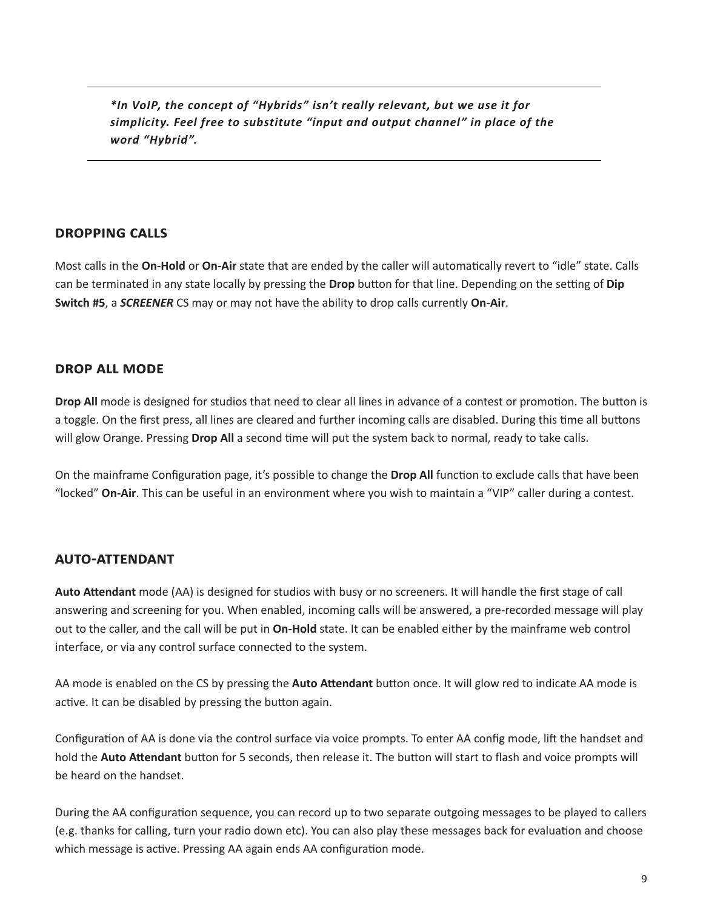***In VoIP, the concept of "Hybrids" isn't really relevant, but we use it for simplicity. Feel free to substitute "input and output channel" in place of the word "Hybrid".***

---

## DROPPING CALLS

Most calls in the **On-Hold** or **On-Air** state that are ended by the caller will automatically revert to "idle" state. Calls can be terminated in any state locally by pressing the **Drop** button for that line. Depending on the setting of **Dip Switch #5**, a ***SCREENER*** CS may or may not have the ability to drop calls currently **On-Air**.

## DROP ALL MODE

**Drop All** mode is designed for studios that need to clear all lines in advance of a contest or promotion. The button is a toggle. On the first press, all lines are cleared and further incoming calls are disabled. During this time all buttons will glow Orange. Pressing **Drop All** a second time will put the system back to normal, ready to take calls.

On the mainframe Configuration page, it's possible to change the **Drop All** function to exclude calls that have been "locked" **On-Air**. This can be useful in an environment where you wish to maintain a "VIP" caller during a contest.

## AUTO-ATTENDANT

**Auto Attendant** mode (AA) is designed for studios with busy or no screeners. It will handle the first stage of call answering and screening for you. When enabled, incoming calls will be answered, a pre-recorded message will play out to the caller, and the call will be put in **On-Hold** state. It can be enabled either by the mainframe web control interface, or via any control surface connected to the system.

AA mode is enabled on the CS by pressing the **Auto Attendant** button once. It will glow red to indicate AA mode is active. It can be disabled by pressing the button again.

Configuration of AA is done via the control surface via voice prompts. To enter AA config mode, lift the handset and hold the **Auto Attendant** button for 5 seconds, then release it. The button will start to flash and voice prompts will be heard on the handset.

During the AA configuration sequence, you can record up to two separate outgoing messages to be played to callers (e.g. thanks for calling, turn your radio down etc). You can also play these messages back for evaluation and choose which message is active. Pressing AA again ends AA configuration mode.